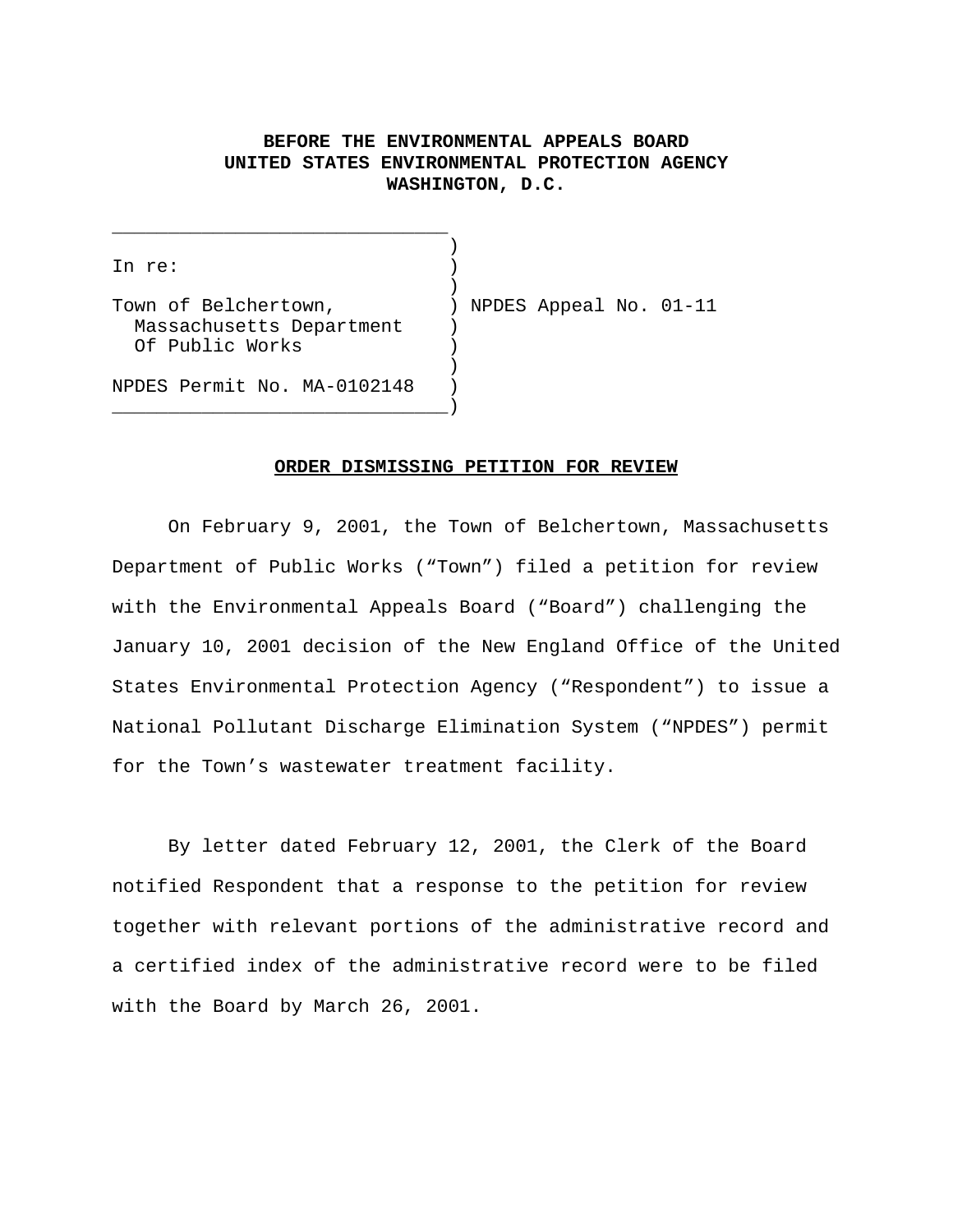**BEFORE THE ENVIRONMENTAL APPEALS BOARD**
**UNITED STATES ENVIRONMENTAL PROTECTION AGENCY**
**WASHINGTON, D.C.**

```
______________________________
                              )
In re:                        )
                              )
Town of Belchertown,          ) NPDES Appeal No. 01-11
  Massachusetts Department    )
  Of Public Works             )
                              )
NPDES Permit No. MA-0102148   )
______________________________)
```

**ORDER DISMISSING PETITION FOR REVIEW**

On February 9, 2001, the Town of Belchertown, Massachusetts Department of Public Works ("Town") filed a petition for review with the Environmental Appeals Board ("Board") challenging the January 10, 2001 decision of the New England Office of the United States Environmental Protection Agency ("Respondent") to issue a National Pollutant Discharge Elimination System ("NPDES") permit for the Town's wastewater treatment facility.

By letter dated February 12, 2001, the Clerk of the Board notified Respondent that a response to the petition for review together with relevant portions of the administrative record and a certified index of the administrative record were to be filed with the Board by March 26, 2001.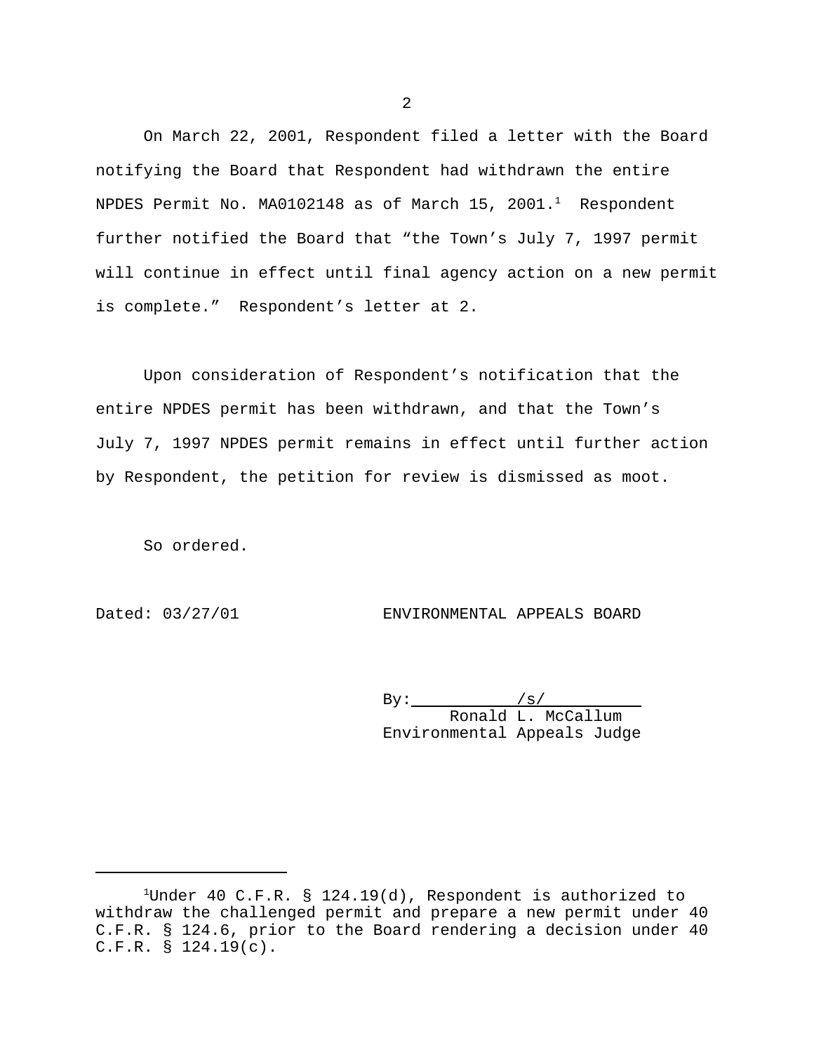On March 22, 2001, Respondent filed a letter with the Board notifying the Board that Respondent had withdrawn the entire NPDES Permit No. MA0102148 as of March 15, 2001.[1] Respondent further notified the Board that "the Town's July 7, 1997 permit will continue in effect until final agency action on a new permit is complete." Respondent's letter at 2.

Upon consideration of Respondent's notification that the entire NPDES permit has been withdrawn, and that the Town's July 7, 1997 NPDES permit remains in effect until further action by Respondent, the petition for review is dismissed as moot.

So ordered.

Dated: 03/27/01

ENVIRONMENTAL APPEALS BOARD

By: /s/
Ronald L. McCallum
Environmental Appeals Judge

---

[1]Under 40 C.F.R. § 124.19(d), Respondent is authorized to withdraw the challenged permit and prepare a new permit under 40 C.F.R. § 124.6, prior to the Board rendering a decision under 40 C.F.R. § 124.19(c).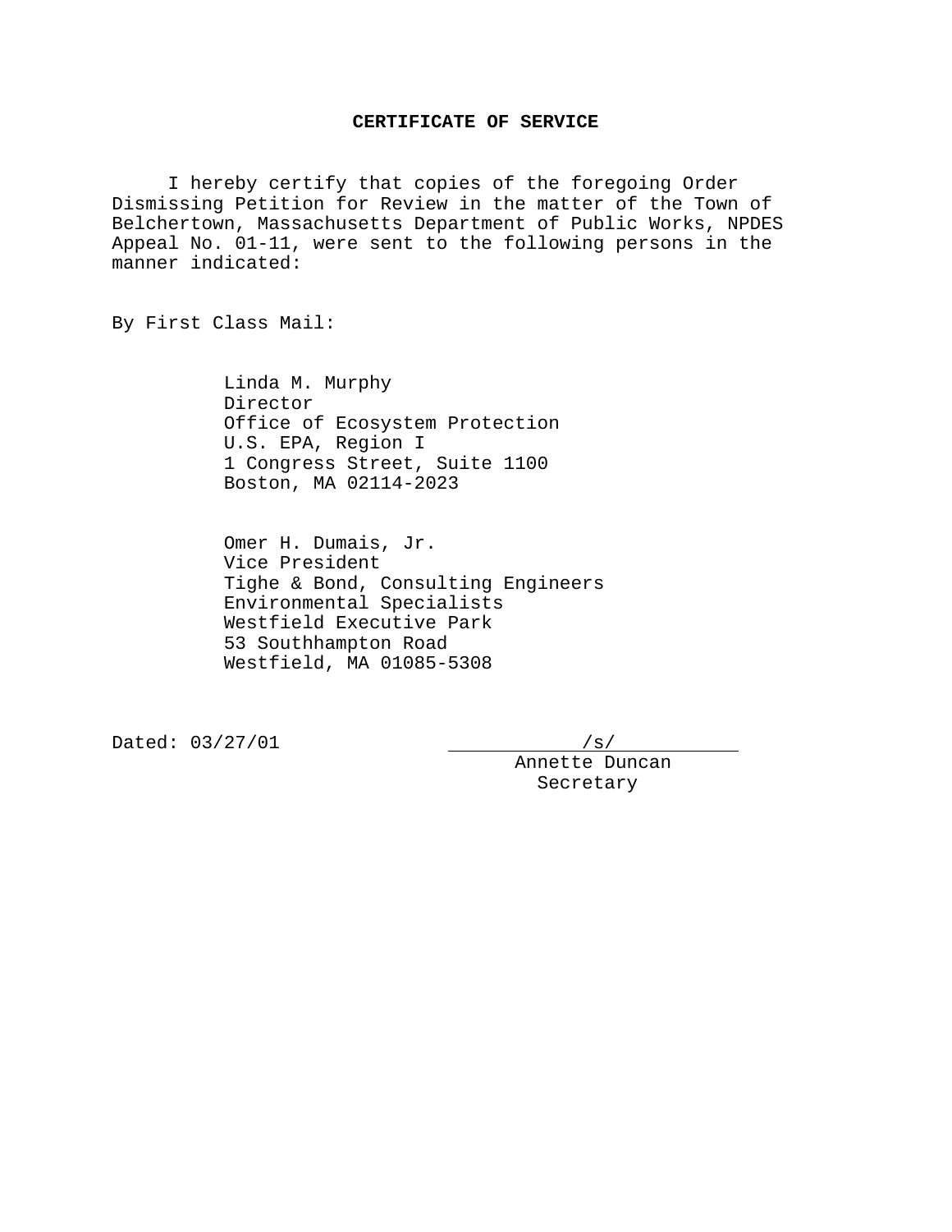## CERTIFICATE OF SERVICE

I hereby certify that copies of the foregoing Order Dismissing Petition for Review in the matter of the Town of Belchertown, Massachusetts Department of Public Works, NPDES Appeal No. 01-11, were sent to the following persons in the manner indicated:

By First Class Mail:

Linda M. Murphy
Director
Office of Ecosystem Protection
U.S. EPA, Region I
1 Congress Street, Suite 1100
Boston, MA 02114-2023

Omer H. Dumais, Jr.
Vice President
Tighe & Bond, Consulting Engineers
Environmental Specialists
Westfield Executive Park
53 Southhampton Road
Westfield, MA 01085-5308

Dated: 03/27/01

/s/
Annette Duncan
Secretary